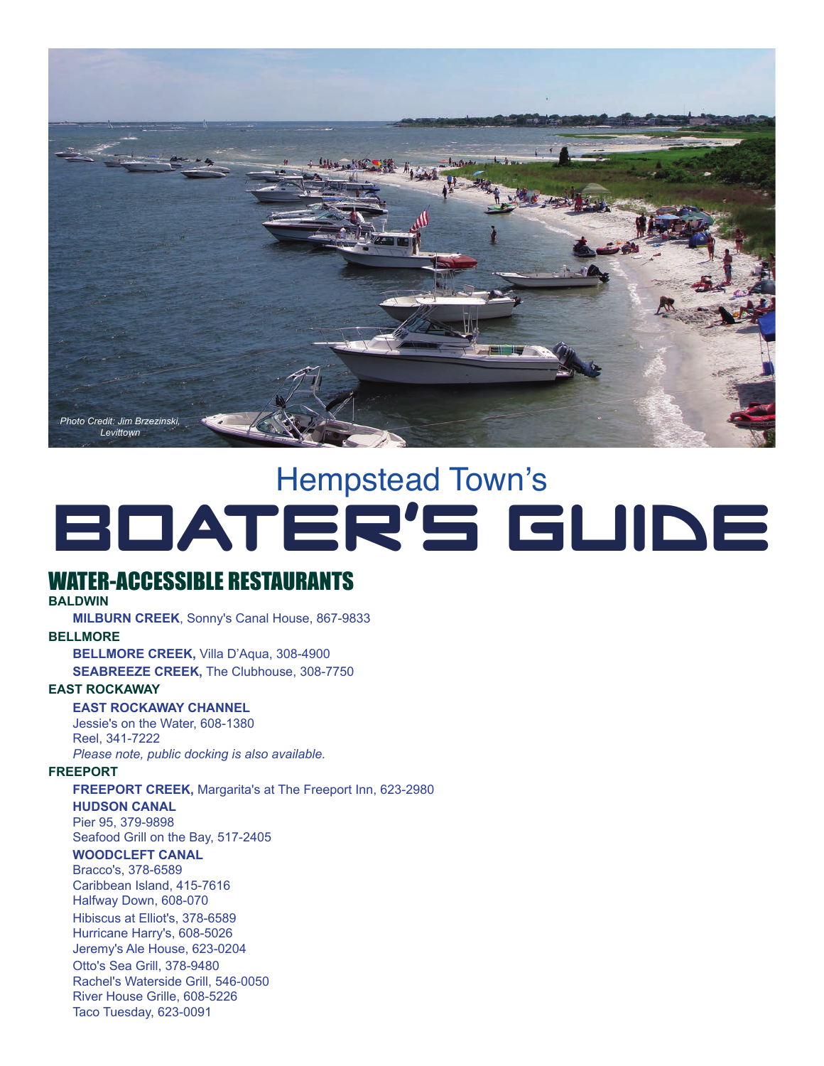*Photo Credit: Jim Brzezinski, Levittown*

# Hempstead Town's BOATER'S GUIDE

## WATER-ACCESSIBLE RESTAURANTS

**BALDWIN**

**MILBURN CREEK**, Sonny's Canal House, 867-9833

**BELLMORE**

**BELLMORE CREEK,** Villa D'Aqua, 308-4900

**SEABREEZE CREEK,** The Clubhouse, 308-7750

**EAST ROCKAWAY**

**EAST ROCKAWAY CHANNEL**
Jessie's on the Water, 608-1380
Reel, 341-7222
*Please note, public docking is also available.*

**FREEPORT**

**FREEPORT CREEK,** Margarita's at The Freeport Inn, 623-2980

**HUDSON CANAL**
Pier 95, 379-9898
Seafood Grill on the Bay, 517-2405

**WOODCLEFT CANAL**
Bracco's, 378-6589
Caribbean Island, 415-7616
Halfway Down, 608-070
Hibiscus at Elliot's, 378-6589
Hurricane Harry's, 608-5026
Jeremy's Ale House, 623-0204
Otto's Sea Grill, 378-9480
Rachel's Waterside Grill, 546-0050
River House Grille, 608-5226
Taco Tuesday, 623-0091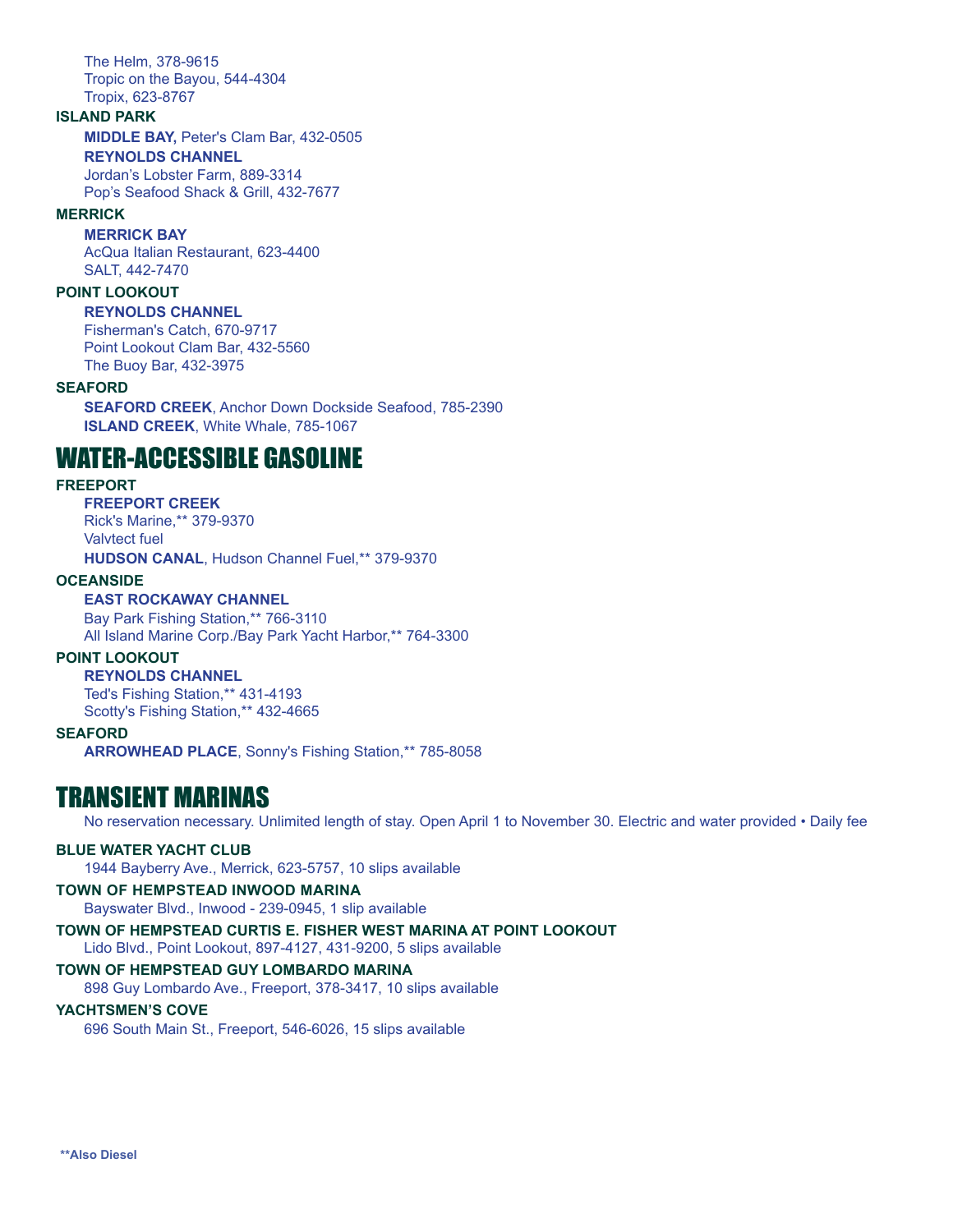The Helm, 378-9615
Tropic on the Bayou, 544-4304
Tropix, 623-8767

**ISLAND PARK**

**MIDDLE BAY,** Peter's Clam Bar, 432-0505

**REYNOLDS CHANNEL**
Jordan's Lobster Farm, 889-3314
Pop's Seafood Shack & Grill, 432-7677

**MERRICK**

**MERRICK BAY**
AcQua Italian Restaurant, 623-4400
SALT, 442-7470

**POINT LOOKOUT**

**REYNOLDS CHANNEL**
Fisherman's Catch, 670-9717
Point Lookout Clam Bar, 432-5560
The Buoy Bar, 432-3975

**SEAFORD**

**SEAFORD CREEK**, Anchor Down Dockside Seafood, 785-2390
**ISLAND CREEK**, White Whale, 785-1067

# WATER-ACCESSIBLE GASOLINE

**FREEPORT**

**FREEPORT CREEK**
Rick's Marine,** 379-9370
Valvtect fuel
**HUDSON CANAL**, Hudson Channel Fuel,** 379-9370

**OCEANSIDE**

**EAST ROCKAWAY CHANNEL**
Bay Park Fishing Station,** 766-3110
All Island Marine Corp./Bay Park Yacht Harbor,** 764-3300

**POINT LOOKOUT**

**REYNOLDS CHANNEL**
Ted's Fishing Station,** 431-4193
Scotty's Fishing Station,** 432-4665

**SEAFORD**

**ARROWHEAD PLACE**, Sonny's Fishing Station,** 785-8058

# TRANSIENT MARINAS

No reservation necessary. Unlimited length of stay. Open April 1 to November 30. Electric and water provided • Daily fee

**BLUE WATER YACHT CLUB**
1944 Bayberry Ave., Merrick, 623-5757, 10 slips available

**TOWN OF HEMPSTEAD INWOOD MARINA**
Bayswater Blvd., Inwood - 239-0945, 1 slip available

**TOWN OF HEMPSTEAD CURTIS E. FISHER WEST MARINA AT POINT LOOKOUT**
Lido Blvd., Point Lookout, 897-4127, 431-9200, 5 slips available

**TOWN OF HEMPSTEAD GUY LOMBARDO MARINA**
898 Guy Lombardo Ave., Freeport, 378-3417, 10 slips available

**YACHTSMEN'S COVE**
696 South Main St., Freeport, 546-6026, 15 slips available

****Also Diesel**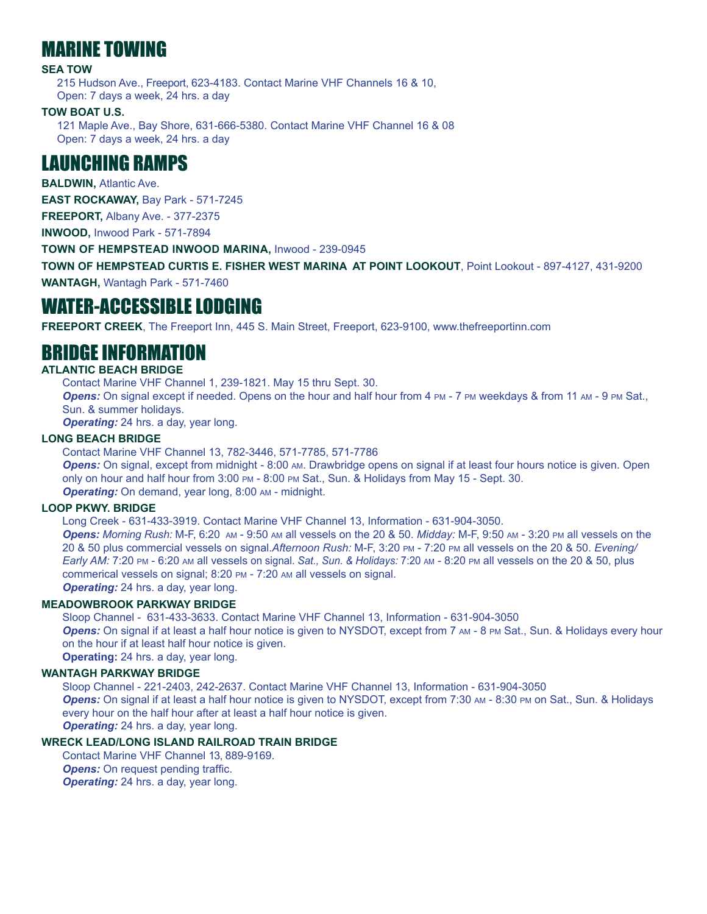# MARINE TOWING

**SEA TOW**

215 Hudson Ave., Freeport, 623-4183. Contact Marine VHF Channels 16 & 10,
Open: 7 days a week, 24 hrs. a day

**TOW BOAT U.S.**

121 Maple Ave., Bay Shore, 631-666-5380. Contact Marine VHF Channel 16 & 08
Open: 7 days a week, 24 hrs. a day

# LAUNCHING RAMPS

**BALDWIN,** Atlantic Ave.

**EAST ROCKAWAY,** Bay Park - 571-7245

**FREEPORT,** Albany Ave. - 377-2375

**INWOOD,** Inwood Park - 571-7894

**TOWN OF HEMPSTEAD INWOOD MARINA,** Inwood - 239-0945

**TOWN OF HEMPSTEAD CURTIS E. FISHER WEST MARINA AT POINT LOOKOUT**, Point Lookout - 897-4127, 431-9200

**WANTAGH,** Wantagh Park - 571-7460

# WATER-ACCESSIBLE LODGING

**FREEPORT CREEK**, The Freeport Inn, 445 S. Main Street, Freeport, 623-9100, www.thefreeportinn.com

# BRIDGE INFORMATION

**ATLANTIC BEACH BRIDGE**

Contact Marine VHF Channel 1, 239-1821. May 15 thru Sept. 30.
***Opens:*** On signal except if needed. Opens on the hour and half hour from 4 PM - 7 PM weekdays & from 11 AM - 9 PM Sat., Sun. & summer holidays.
***Operating:*** 24 hrs. a day, year long.

**LONG BEACH BRIDGE**

Contact Marine VHF Channel 13, 782-3446, 571-7785, 571-7786
***Opens:*** On signal, except from midnight - 8:00 AM. Drawbridge opens on signal if at least four hours notice is given. Open only on hour and half hour from 3:00 PM - 8:00 PM Sat., Sun. & Holidays from May 15 - Sept. 30.
***Operating:*** On demand, year long, 8:00 AM - midnight.

**LOOP PKWY. BRIDGE**

Long Creek - 631-433-3919. Contact Marine VHF Channel 13, Information - 631-904-3050.
***Opens:*** *Morning Rush:* M-F, 6:20 AM - 9:50 AM all vessels on the 20 & 50. *Midday:* M-F, 9:50 AM - 3:20 PM all vessels on the 20 & 50 plus commercial vessels on signal.*Afternoon Rush:* M-F, 3:20 PM - 7:20 PM all vessels on the 20 & 50. *Evening/ Early AM:* 7:20 PM - 6:20 AM all vessels on signal. *Sat., Sun. & Holidays:* 7:20 AM - 8:20 PM all vessels on the 20 & 50, plus commerical vessels on signal; 8:20 PM - 7:20 AM all vessels on signal.
***Operating:*** 24 hrs. a day, year long.

**MEADOWBROOK PARKWAY BRIDGE**

Sloop Channel - 631-433-3633. Contact Marine VHF Channel 13, Information - 631-904-3050
***Opens:*** On signal if at least a half hour notice is given to NYSDOT, except from 7 AM - 8 PM Sat., Sun. & Holidays every hour on the hour if at least half hour notice is given.
**Operating:** 24 hrs. a day, year long.

**WANTAGH PARKWAY BRIDGE**

Sloop Channel - 221-2403, 242-2637. Contact Marine VHF Channel 13, Information - 631-904-3050
***Opens:*** On signal if at least a half hour notice is given to NYSDOT, except from 7:30 AM - 8:30 PM on Sat., Sun. & Holidays every hour on the half hour after at least a half hour notice is given.
***Operating:*** 24 hrs. a day, year long.

**WRECK LEAD/LONG ISLAND RAILROAD TRAIN BRIDGE**

Contact Marine VHF Channel 13, 889-9169.
***Opens:*** On request pending traffic.
***Operating:*** 24 hrs. a day, year long.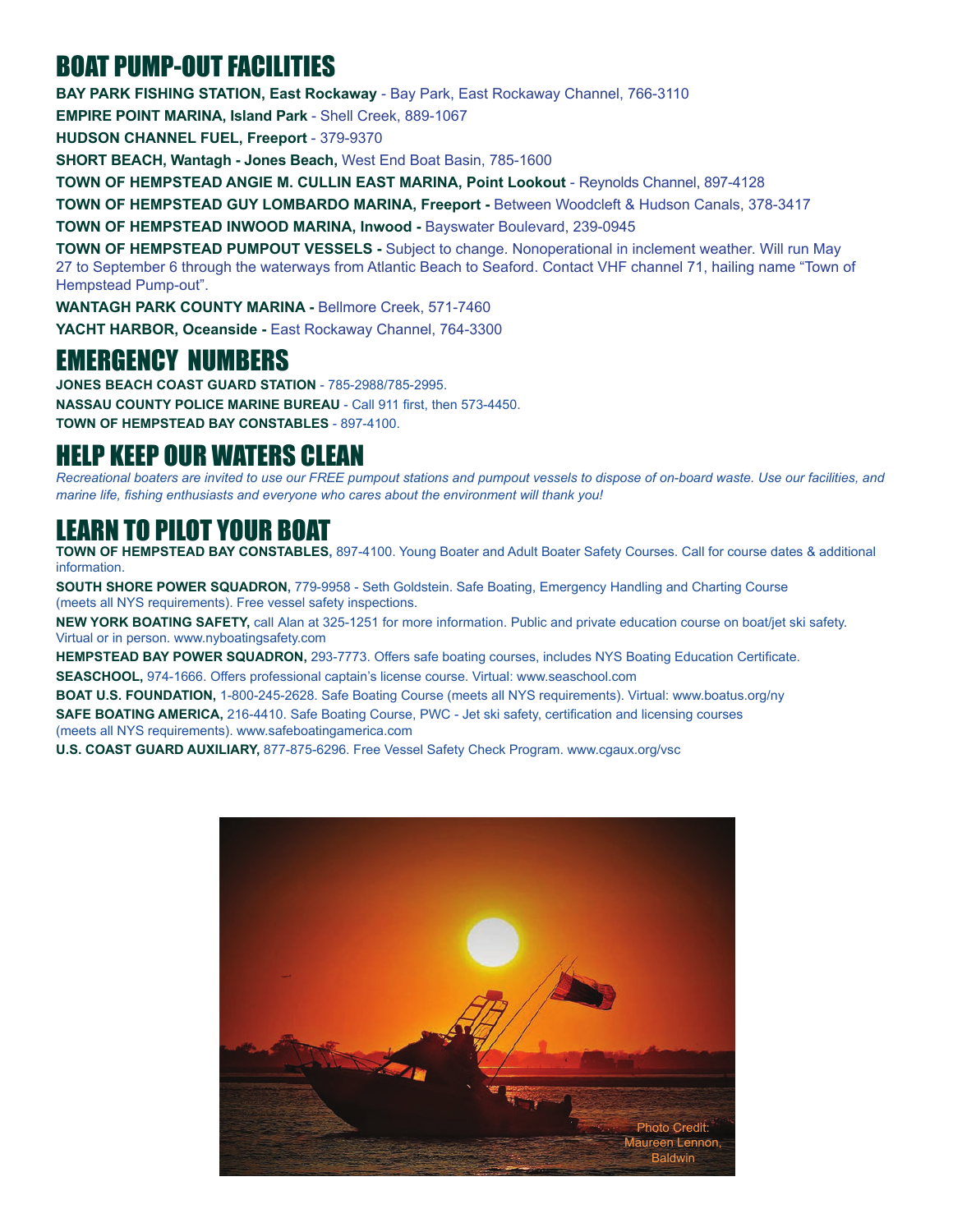# BOAT PUMP-OUT FACILITIES

**BAY PARK FISHING STATION, East Rockaway** - Bay Park, East Rockaway Channel, 766-3110

**EMPIRE POINT MARINA, Island Park** - Shell Creek, 889-1067

**HUDSON CHANNEL FUEL, Freeport** - 379-9370

**SHORT BEACH, Wantagh - Jones Beach,** West End Boat Basin, 785-1600

**TOWN OF HEMPSTEAD ANGIE M. CULLIN EAST MARINA, Point Lookout** - Reynolds Channel, 897-4128

**TOWN OF HEMPSTEAD GUY LOMBARDO MARINA, Freeport -** Between Woodcleft & Hudson Canals, 378-3417

**TOWN OF HEMPSTEAD INWOOD MARINA, Inwood -** Bayswater Boulevard, 239-0945

**TOWN OF HEMPSTEAD PUMPOUT VESSELS -** Subject to change. Nonoperational in inclement weather. Will run May 27 to September 6 through the waterways from Atlantic Beach to Seaford. Contact VHF channel 71, hailing name "Town of Hempstead Pump-out".

**WANTAGH PARK COUNTY MARINA -** Bellmore Creek, 571-7460

**YACHT HARBOR, Oceanside -** East Rockaway Channel, 764-3300

# EMERGENCY NUMBERS

**JONES BEACH COAST GUARD STATION** - 785-2988/785-2995.

**NASSAU COUNTY POLICE MARINE BUREAU** - Call 911 first, then 573-4450.

**TOWN OF HEMPSTEAD BAY CONSTABLES** - 897-4100.

# HELP KEEP OUR WATERS CLEAN

*Recreational boaters are invited to use our FREE pumpout stations and pumpout vessels to dispose of on-board waste. Use our facilities, and marine life, fishing enthusiasts and everyone who cares about the environment will thank you!*

# LEARN TO PILOT YOUR BOAT

**TOWN OF HEMPSTEAD BAY CONSTABLES,** 897-4100. Young Boater and Adult Boater Safety Courses. Call for course dates & additional information.

**SOUTH SHORE POWER SQUADRON,** 779-9958 - Seth Goldstein. Safe Boating, Emergency Handling and Charting Course (meets all NYS requirements). Free vessel safety inspections.

**NEW YORK BOATING SAFETY,** call Alan at 325-1251 for more information. Public and private education course on boat/jet ski safety. Virtual or in person. www.nyboatingsafety.com

**HEMPSTEAD BAY POWER SQUADRON,** 293-7773. Offers safe boating courses, includes NYS Boating Education Certificate.

**SEASCHOOL,** 974-1666. Offers professional captain's license course. Virtual: www.seaschool.com

**BOAT U.S. FOUNDATION,** 1-800-245-2628. Safe Boating Course (meets all NYS requirements). Virtual: www.boatus.org/ny

**SAFE BOATING AMERICA,** 216-4410. Safe Boating Course, PWC - Jet ski safety, certification and licensing courses (meets all NYS requirements). www.safeboatingamerica.com

**U.S. COAST GUARD AUXILIARY,** 877-875-6296. Free Vessel Safety Check Program. www.cgaux.org/vsc

Photo Credit: Maureen Lennon, Baldwin